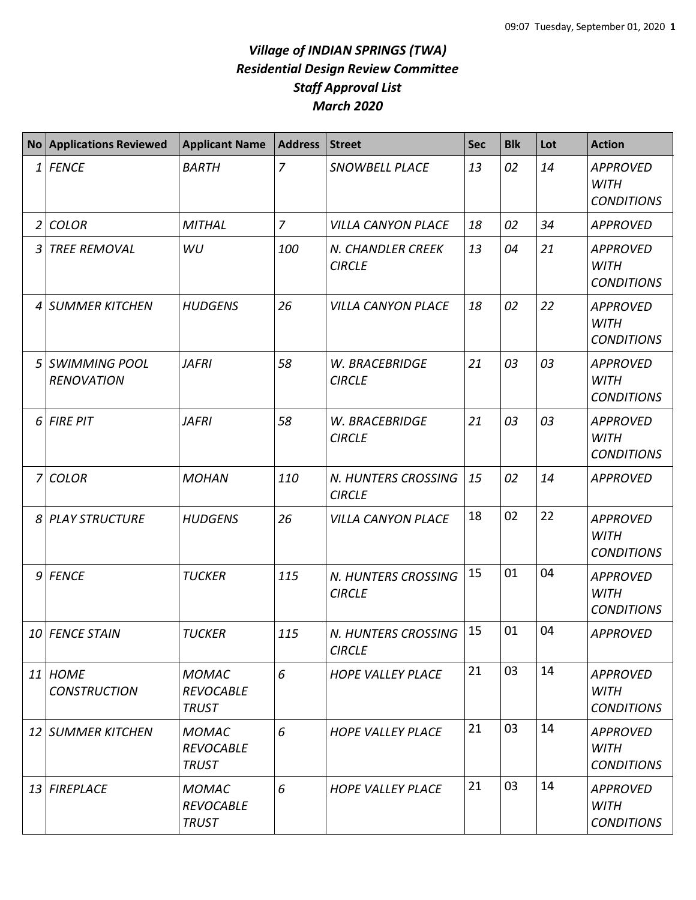# *Village of INDIAN SPRINGS (TWA)*
# *Residential Design Review Committee*
# *Staff Approval List*
# *March 2020*

| No | Applications Reviewed | Applicant Name | Address | Street | Sec | Blk | Lot | Action |
|---|---|---|---|---|---|---|---|---|
| 1 | FENCE | BARTH | 7 | SNOWBELL PLACE | 13 | 02 | 14 | APPROVED WITH CONDITIONS |
| 2 | COLOR | MITHAL | 7 | VILLA CANYON PLACE | 18 | 02 | 34 | APPROVED |
| 3 | TREE REMOVAL | WU | 100 | N. CHANDLER CREEK CIRCLE | 13 | 04 | 21 | APPROVED WITH CONDITIONS |
| 4 | SUMMER KITCHEN | HUDGENS | 26 | VILLA CANYON PLACE | 18 | 02 | 22 | APPROVED WITH CONDITIONS |
| 5 | SWIMMING POOL RENOVATION | JAFRI | 58 | W. BRACEBRIDGE CIRCLE | 21 | 03 | 03 | APPROVED WITH CONDITIONS |
| 6 | FIRE PIT | JAFRI | 58 | W. BRACEBRIDGE CIRCLE | 21 | 03 | 03 | APPROVED WITH CONDITIONS |
| 7 | COLOR | MOHAN | 110 | N. HUNTERS CROSSING CIRCLE | 15 | 02 | 14 | APPROVED |
| 8 | PLAY STRUCTURE | HUDGENS | 26 | VILLA CANYON PLACE | 18 | 02 | 22 | APPROVED WITH CONDITIONS |
| 9 | FENCE | TUCKER | 115 | N. HUNTERS CROSSING CIRCLE | 15 | 01 | 04 | APPROVED WITH CONDITIONS |
| 10 | FENCE STAIN | TUCKER | 115 | N. HUNTERS CROSSING CIRCLE | 15 | 01 | 04 | APPROVED |
| 11 | HOME CONSTRUCTION | MOMAC REVOCABLE TRUST | 6 | HOPE VALLEY PLACE | 21 | 03 | 14 | APPROVED WITH CONDITIONS |
| 12 | SUMMER KITCHEN | MOMAC REVOCABLE TRUST | 6 | HOPE VALLEY PLACE | 21 | 03 | 14 | APPROVED WITH CONDITIONS |
| 13 | FIREPLACE | MOMAC REVOCABLE TRUST | 6 | HOPE VALLEY PLACE | 21 | 03 | 14 | APPROVED WITH CONDITIONS |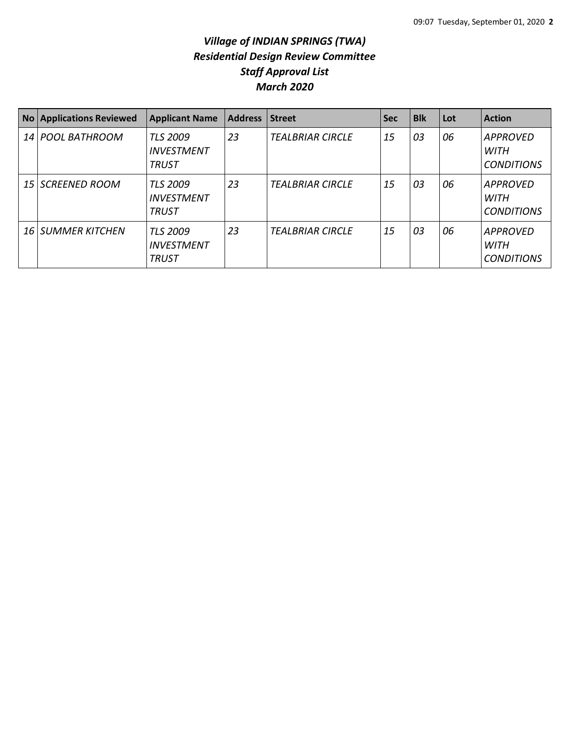# *Village of INDIAN SPRINGS (TWA)*
# *Residential Design Review Committee*
# *Staff Approval List*
# *March 2020*

| No | Applications Reviewed | Applicant Name | Address | Street | Sec | Blk | Lot | Action |
|---|---|---|---|---|---|---|---|---|
| *14* | *POOL BATHROOM* | *TLS 2009 INVESTMENT TRUST* | *23* | *TEALBRIAR CIRCLE* | *15* | *03* | *06* | *APPROVED WITH CONDITIONS* |
| *15* | *SCREENED ROOM* | *TLS 2009 INVESTMENT TRUST* | *23* | *TEALBRIAR CIRCLE* | *15* | *03* | *06* | *APPROVED WITH CONDITIONS* |
| *16* | *SUMMER KITCHEN* | *TLS 2009 INVESTMENT TRUST* | *23* | *TEALBRIAR CIRCLE* | *15* | *03* | *06* | *APPROVED WITH CONDITIONS* |